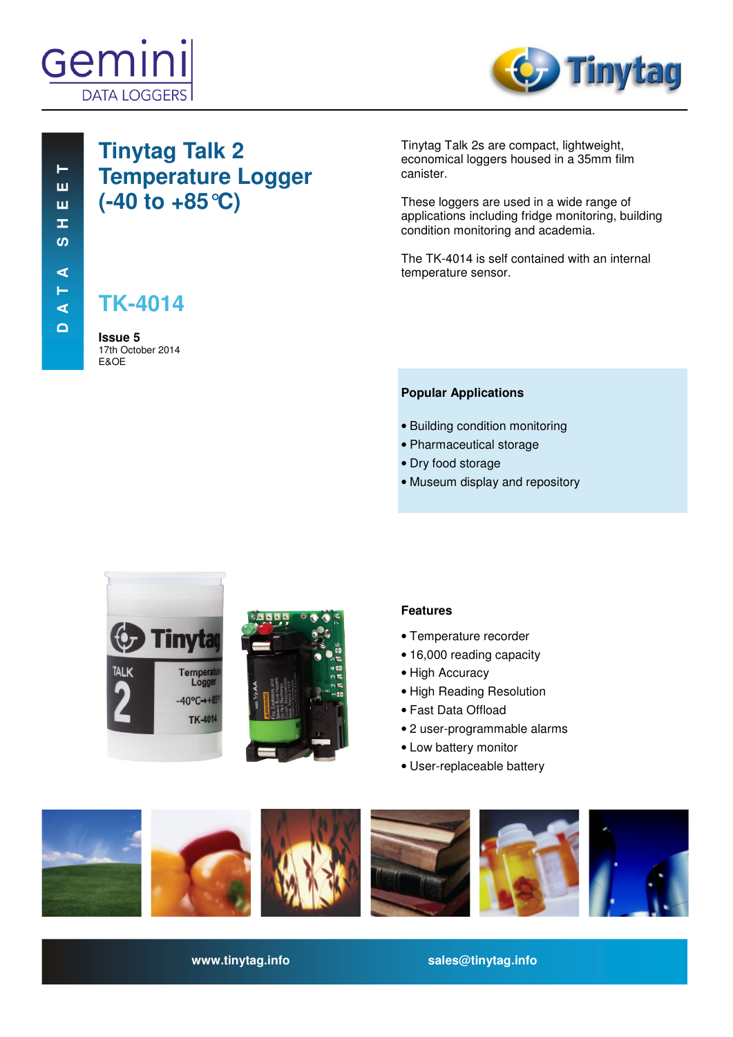# Tinytag Talk 2 Temperature Logger (-40 to +85°C)

DATA SHEET

## TK-4014

**Issue 5**
17th October 2014
E&OE

Tinytag Talk 2s are compact, lightweight, economical loggers housed in a 35mm film canister.

These loggers are used in a wide range of applications including fridge monitoring, building condition monitoring and academia.

The TK-4014 is self contained with an internal temperature sensor.

### Popular Applications

- Building condition monitoring
- Pharmaceutical storage
- Dry food storage
- Museum display and repository

### Features

- Temperature recorder
- 16,000 reading capacity
- High Accuracy
- High Reading Resolution
- Fast Data Offload
- 2 user-programmable alarms
- Low battery monitor
- User-replaceable battery

www.tinytag.info    sales@tinytag.info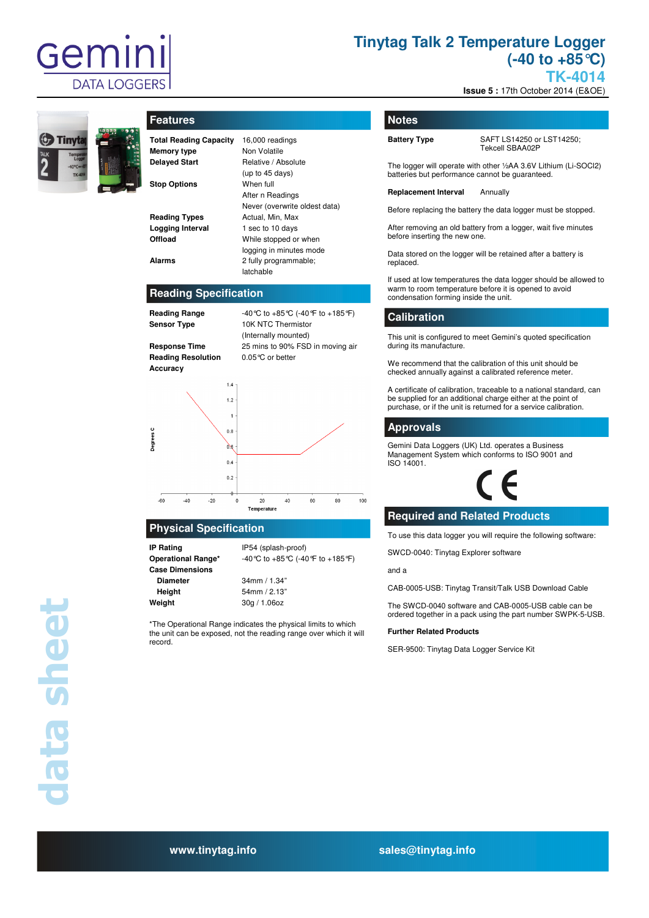# Tinytag Talk 2 Temperature Logger (-40 to +85°C)

## TK-4014

**Issue 5 :** 17th October 2014 (E&OE)

Gemini DATA LOGGERS

## Features

| | |
|---|---|
| **Total Reading Capacity** | 16,000 readings |
| **Memory type** | Non Volatile |
| **Delayed Start** | Relative / Absolute (up to 45 days) |
| **Stop Options** | When full<br>After n Readings<br>Never (overwrite oldest data) |
| **Reading Types** | Actual, Min, Max |
| **Logging Interval** | 1 sec to 10 days |
| **Offload** | While stopped or when logging in minutes mode |
| **Alarms** | 2 fully programmable; latchable |

## Reading Specification

| | |
|---|---|
| **Reading Range** | -40°C to +85°C (-40°F to +185°F) |
| **Sensor Type** | 10K NTC Thermistor (Internally mounted) |
| **Response Time** | 25 mins to 90% FSD in moving air |
| **Reading Resolution** | 0.05°C or better |
| **Accuracy** | |

Degrees C

1.4
1.2
1
0.8
0.6
0.4
0.2
0

-60 -40 -20 0 20 40 60 80 100

Temperature

## Physical Specification

| | |
|---|---|
| **IP Rating** | IP54 (splash-proof) |
| **Operational Range*** | -40°C to +85°C (-40°F to +185°F) |
| **Case Dimensions** | |
| **Diameter** | 34mm / 1.34" |
| **Height** | 54mm / 2.13" |
| **Weight** | 30g / 1.06oz |

*The Operational Range indicates the physical limits to which the unit can be exposed, not the reading range over which it will record.

## Notes

| | |
|---|---|
| **Battery Type** | SAFT LS14250 or LST14250; Tekcell SBAA02P |

The logger will operate with other ½AA 3.6V Lithium (Li-SOCl2) batteries but performance cannot be guaranteed.

**Replacement Interval** Annually

Before replacing the battery the data logger must be stopped.

After removing an old battery from a logger, wait five minutes before inserting the new one.

Data stored on the logger will be retained after a battery is replaced.

If used at low temperatures the data logger should be allowed to warm to room temperature before it is opened to avoid condensation forming inside the unit.

## Calibration

This unit is configured to meet Gemini's quoted specification during its manufacture.

We recommend that the calibration of this unit should be checked annually against a calibrated reference meter.

A certificate of calibration, traceable to a national standard, can be supplied for an additional charge either at the point of purchase, or if the unit is returned for a service calibration.

## Approvals

Gemini Data Loggers (UK) Ltd. operates a Business Management System which conforms to ISO 9001 and ISO 14001.

CE

## Required and Related Products

To use this data logger you will require the following software:

SWCD-0040: Tinytag Explorer software

and a

CAB-0005-USB: Tinytag Transit/Talk USB Download Cable

The SWCD-0040 software and CAB-0005-USB cable can be ordered together in a pack using the part number SWPK-5-USB.

**Further Related Products**

SER-9500: Tinytag Data Logger Service Kit

data sheet

www.tinytag.info sales@tinytag.info